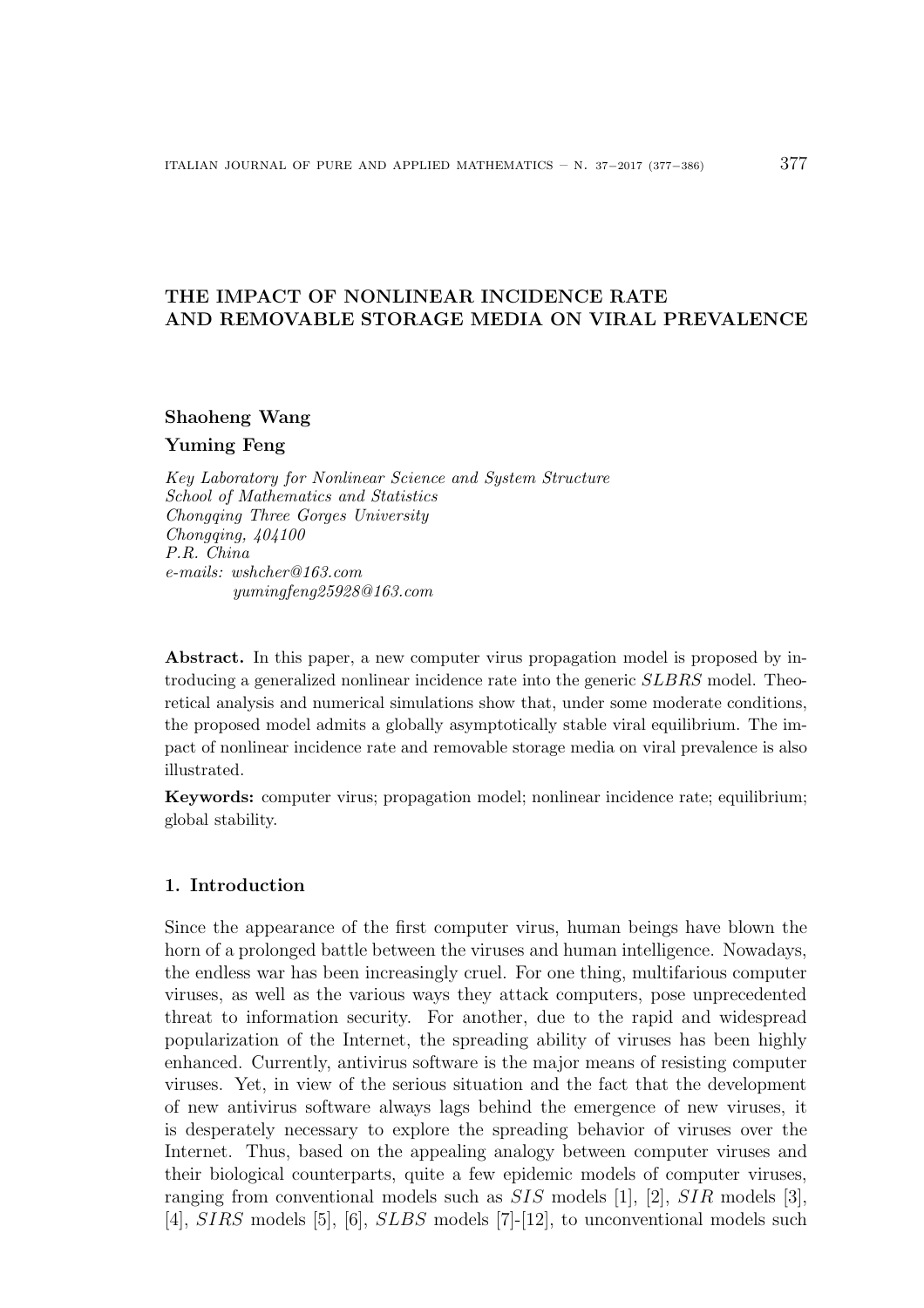# THE IMPACT OF NONLINEAR INCIDENCE RATE AND REMOVABLE STORAGE MEDIA ON VIRAL PREVALENCE

**Shaoheng Wang**

**Yuming Feng**

*Key Laboratory for Nonlinear Science and System Structure*
*School of Mathematics and Statistics*
*Chongqing Three Gorges University*
*Chongqing, 404100*
*P.R. China*
*e-mails: wshcher@163.com*
*yumingfeng25928@163.com*

**Abstract.** In this paper, a new computer virus propagation model is proposed by introducing a generalized nonlinear incidence rate into the generic $SLBRS$ model. Theoretical analysis and numerical simulations show that, under some moderate conditions, the proposed model admits a globally asymptotically stable viral equilibrium. The impact of nonlinear incidence rate and removable storage media on viral prevalence is also illustrated.

**Keywords:** computer virus; propagation model; nonlinear incidence rate; equilibrium; global stability.

## 1. Introduction

Since the appearance of the first computer virus, human beings have blown the horn of a prolonged battle between the viruses and human intelligence. Nowadays, the endless war has been increasingly cruel. For one thing, multifarious computer viruses, as well as the various ways they attack computers, pose unprecedented threat to information security. For another, due to the rapid and widespread popularization of the Internet, the spreading ability of viruses has been highly enhanced. Currently, antivirus software is the major means of resisting computer viruses. Yet, in view of the serious situation and the fact that the development of new antivirus software always lags behind the emergence of new viruses, it is desperately necessary to explore the spreading behavior of viruses over the Internet. Thus, based on the appealing analogy between computer viruses and their biological counterparts, quite a few epidemic models of computer viruses, ranging from conventional models such as $SIS$ models [1], [2], $SIR$ models [3], [4], $SIRS$ models [5], [6], $SLBS$ models [7]-[12], to unconventional models such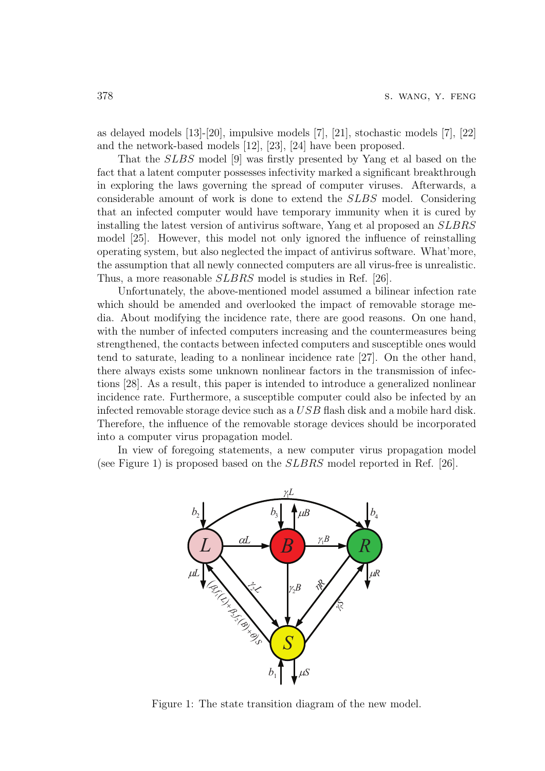as delayed models [13]-[20], impulsive models [7], [21], stochastic models [7], [22] and the network-based models [12], [23], [24] have been proposed.

That the $SLBS$ model [9] was firstly presented by Yang et al based on the fact that a latent computer possesses infectivity marked a significant breakthrough in exploring the laws governing the spread of computer viruses. Afterwards, a considerable amount of work is done to extend the $SLBS$ model. Considering that an infected computer would have temporary immunity when it is cured by installing the latest version of antivirus software, Yang et al proposed an $SLBRS$ model [25]. However, this model not only ignored the influence of reinstalling operating system, but also neglected the impact of antivirus software. What'more, the assumption that all newly connected computers are all virus-free is unrealistic. Thus, a more reasonable $SLBRS$ model is studies in Ref. [26].

Unfortunately, the above-mentioned model assumed a bilinear infection rate which should be amended and overlooked the impact of removable storage media. About modifying the incidence rate, there are good reasons. On one hand, with the number of infected computers increasing and the countermeasures being strengthened, the contacts between infected computers and susceptible ones would tend to saturate, leading to a nonlinear incidence rate [27]. On the other hand, there always exists some unknown nonlinear factors in the transmission of infections [28]. As a result, this paper is intended to introduce a generalized nonlinear incidence rate. Furthermore, a susceptible computer could also be infected by an infected removable storage device such as a $USB$ flash disk and a mobile hard disk. Therefore, the influence of the removable storage devices should be incorporated into a computer virus propagation model.

In view of foregoing statements, a new computer virus propagation model (see Figure 1) is proposed based on the $SLBRS$ model reported in Ref. [26].

$\gamma_1 L$

$b_2$ $b_3$ $\mu B$ $b_4$

$L$ $\alpha L$ $B$ $\gamma_1 B$ $R$

$\mu L$ $(\beta_1 f_1(L)+\beta_2 f_2(B)+\theta)S$ $\gamma_2 L$ $\gamma_2 B$ $\eta R$ $\gamma_3 S$ $\mu R$

$S$

$b_1$ $\mu S$

Figure 1: The state transition diagram of the new model.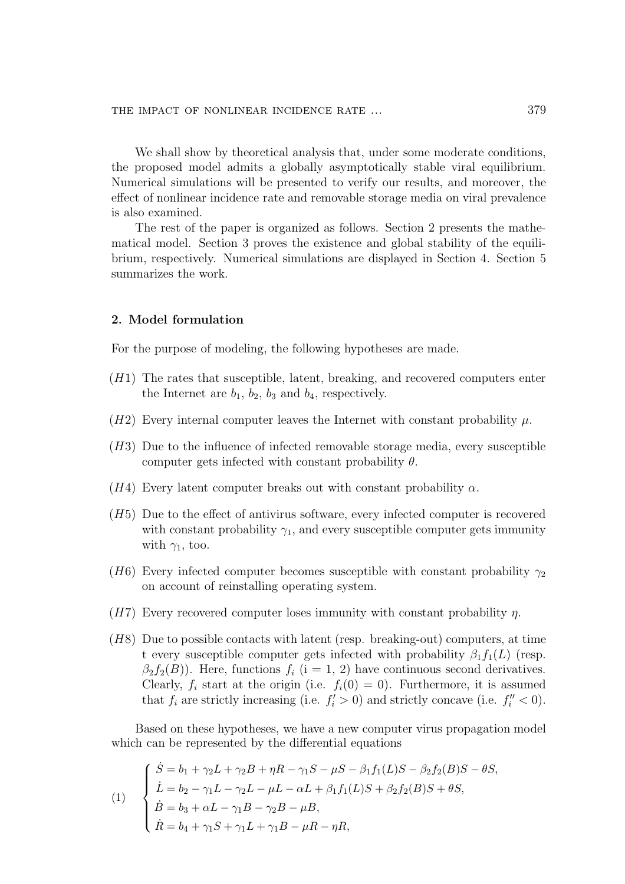We shall show by theoretical analysis that, under some moderate conditions, the proposed model admits a globally asymptotically stable viral equilibrium. Numerical simulations will be presented to verify our results, and moreover, the effect of nonlinear incidence rate and removable storage media on viral prevalence is also examined.

The rest of the paper is organized as follows. Section 2 presents the mathematical model. Section 3 proves the existence and global stability of the equilibrium, respectively. Numerical simulations are displayed in Section 4. Section 5 summarizes the work.

## 2. Model formulation

For the purpose of modeling, the following hypotheses are made.

- $(H1)$ The rates that susceptible, latent, breaking, and recovered computers enter the Internet are $b_1$, $b_2$, $b_3$ and $b_4$, respectively.
- $(H2)$ Every internal computer leaves the Internet with constant probability $\mu$.
- $(H3)$ Due to the influence of infected removable storage media, every susceptible computer gets infected with constant probability $\theta$.
- $(H4)$ Every latent computer breaks out with constant probability $\alpha$.
- $(H5)$ Due to the effect of antivirus software, every infected computer is recovered with constant probability $\gamma_1$, and every susceptible computer gets immunity with $\gamma_1$, too.
- $(H6)$ Every infected computer becomes susceptible with constant probability $\gamma_2$ on account of reinstalling operating system.
- $(H7)$ Every recovered computer loses immunity with constant probability $\eta$.
- $(H8)$ Due to possible contacts with latent (resp. breaking-out) computers, at time t every susceptible computer gets infected with probability $\beta_1 f_1(L)$ (resp. $\beta_2 f_2(B)$). Here, functions $f_i$ (i = 1, 2) have continuous second derivatives. Clearly, $f_i$ start at the origin (i.e. $f_i(0) = 0$). Furthermore, it is assumed that $f_i$ are strictly increasing (i.e. $f_i' > 0$) and strictly concave (i.e. $f_i'' < 0$).

Based on these hypotheses, we have a new computer virus propagation model which can be represented by the differential equations

$$
(1)\quad \begin{cases}
\dot{S} = b_1 + \gamma_2 L + \gamma_2 B + \eta R - \gamma_1 S - \mu S - \beta_1 f_1(L) S - \beta_2 f_2(B) S - \theta S, \\
\dot{L} = b_2 - \gamma_1 L - \gamma_2 L - \mu L - \alpha L + \beta_1 f_1(L) S + \beta_2 f_2(B) S + \theta S, \\
\dot{B} = b_3 + \alpha L - \gamma_1 B - \gamma_2 B - \mu B, \\
\dot{R} = b_4 + \gamma_1 S + \gamma_1 L + \gamma_1 B - \mu R - \eta R,
\end{cases}
$$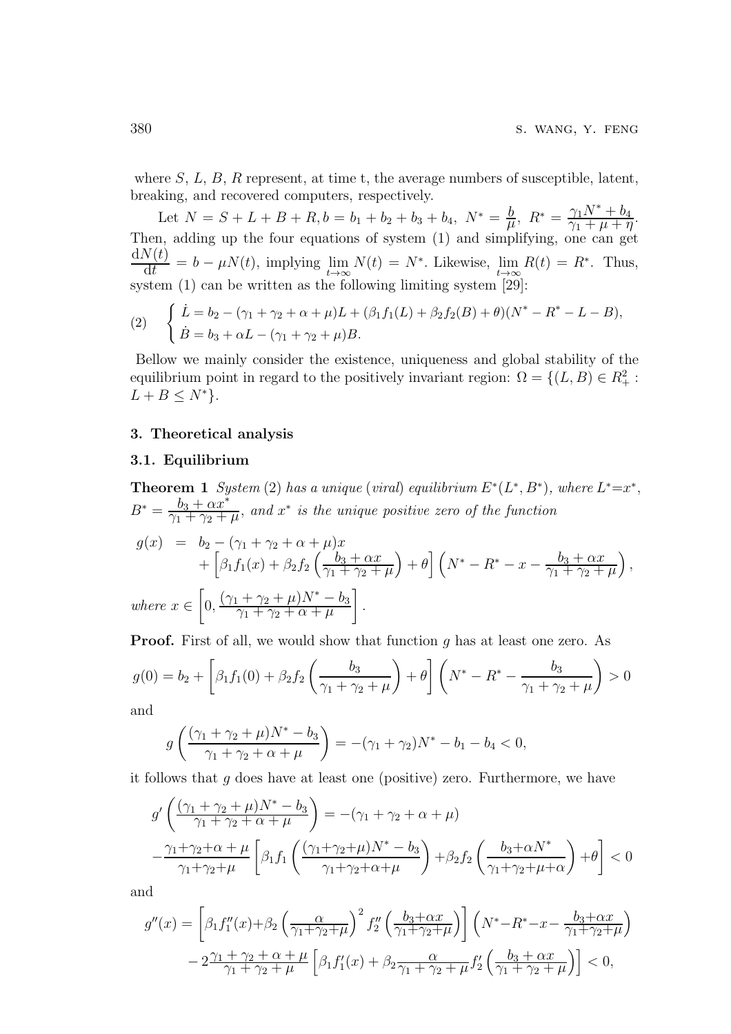where $S$, $L$, $B$, $R$ represent, at time t, the average numbers of susceptible, latent, breaking, and recovered computers, respectively.

Let $N = S + L + B + R, b = b_1 + b_2 + b_3 + b_4,\ N^* = \frac{b}{\mu},\ R^* = \frac{\gamma_1 N^* + b_4}{\gamma_1 + \mu + \eta}$. Then, adding up the four equations of system (1) and simplifying, one can get $\frac{\mathrm{d}N(t)}{\mathrm{d}t} = b - \mu N(t)$, implying $\lim_{t\to\infty} N(t) = N^*$. Likewise, $\lim_{t\to\infty} R(t) = R^*$. Thus, system (1) can be written as the following limiting system [29]:

$$
(2) \quad \begin{cases} \dot{L} = b_2 - (\gamma_1 + \gamma_2 + \alpha + \mu)L + (\beta_1 f_1(L) + \beta_2 f_2(B) + \theta)(N^* - R^* - L - B), \\ \dot{B} = b_3 + \alpha L - (\gamma_1 + \gamma_2 + \mu)B. \end{cases}
$$

Bellow we mainly consider the existence, uniqueness and global stability of the equilibrium point in regard to the positively invariant region: $\Omega = \{(L, B) \in R_+^2 : L + B \leq N^*\}$.

## 3. Theoretical analysis

### 3.1. Equilibrium

**Theorem 1** *System* (2) *has a unique* (*viral*) *equilibrium* $E^*(L^*, B^*)$, *where* $L^* = x^*$, $B^* = \frac{b_3 + \alpha x^*}{\gamma_1 + \gamma_2 + \mu}$, *and* $x^*$ *is the unique positive zero of the function*

$$
\begin{aligned}
g(x) &= b_2 - (\gamma_1 + \gamma_2 + \alpha + \mu)x \\
&\quad + \left[\beta_1 f_1(x) + \beta_2 f_2\left(\frac{b_3 + \alpha x}{\gamma_1 + \gamma_2 + \mu}\right) + \theta\right]\left(N^* - R^* - x - \frac{b_3 + \alpha x}{\gamma_1 + \gamma_2 + \mu}\right),
\end{aligned}
$$

*where* $x \in \left[0, \frac{(\gamma_1 + \gamma_2 + \mu)N^* - b_3}{\gamma_1 + \gamma_2 + \alpha + \mu}\right]$.

**Proof.** First of all, we would show that function $g$ has at least one zero. As

$$
g(0) = b_2 + \left[\beta_1 f_1(0) + \beta_2 f_2\left(\frac{b_3}{\gamma_1 + \gamma_2 + \mu}\right) + \theta\right]\left(N^* - R^* - \frac{b_3}{\gamma_1 + \gamma_2 + \mu}\right) > 0
$$

and

$$
g\left(\frac{(\gamma_1 + \gamma_2 + \mu)N^* - b_3}{\gamma_1 + \gamma_2 + \alpha + \mu}\right) = -(\gamma_1 + \gamma_2)N^* - b_1 - b_4 < 0,
$$

it follows that $g$ does have at least one (positive) zero. Furthermore, we have

$$
\begin{aligned}
&g'\left(\frac{(\gamma_1 + \gamma_2 + \mu)N^* - b_3}{\gamma_1 + \gamma_2 + \alpha + \mu}\right) = -(\gamma_1 + \gamma_2 + \alpha + \mu) \\
&-\frac{\gamma_1 + \gamma_2 + \alpha + \mu}{\gamma_1 + \gamma_2 + \mu}\left[\beta_1 f_1\left(\frac{(\gamma_1 + \gamma_2 + \mu)N^* - b_3}{\gamma_1 + \gamma_2 + \alpha + \mu}\right) + \beta_2 f_2\left(\frac{b_3 + \alpha N^*}{\gamma_1 + \gamma_2 + \mu + \alpha}\right) + \theta\right] < 0
\end{aligned}
$$

and

$$
\begin{aligned}
g''(x) &= \left[\beta_1 f_1''(x) + \beta_2\left(\frac{\alpha}{\gamma_1 + \gamma_2 + \mu}\right)^2 f_2''\left(\frac{b_3 + \alpha x}{\gamma_1 + \gamma_2 + \mu}\right)\right]\left(N^* - R^* - x - \frac{b_3 + \alpha x}{\gamma_1 + \gamma_2 + \mu}\right) \\
&\quad - 2\frac{\gamma_1 + \gamma_2 + \alpha + \mu}{\gamma_1 + \gamma_2 + \mu}\left[\beta_1 f_1'(x) + \beta_2 \frac{\alpha}{\gamma_1 + \gamma_2 + \mu} f_2'\left(\frac{b_3 + \alpha x}{\gamma_1 + \gamma_2 + \mu}\right)\right] < 0,
\end{aligned}
$$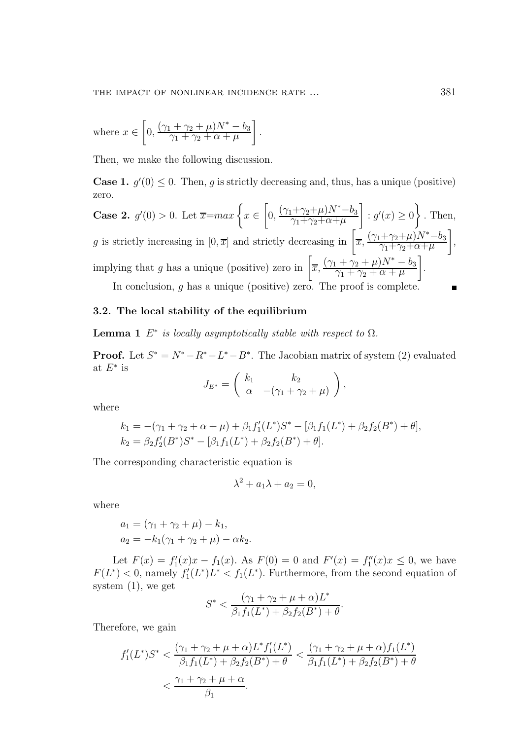where $x \in \left[0, \dfrac{(\gamma_1+\gamma_2+\mu)N^*-b_3}{\gamma_1+\gamma_2+\alpha+\mu}\right]$.

Then, we make the following discussion.

**Case 1.** $g'(0) \le 0$. Then, $g$ is strictly decreasing and, thus, has a unique (positive) zero.

**Case 2.** $g'(0) > 0$. Let $\overline{x}=max\left\{x \in \left[0, \frac{(\gamma_1+\gamma_2+\mu)N^*-b_3}{\gamma_1+\gamma_2+\alpha+\mu}\right] : g'(x) \ge 0\right\}$. Then, $g$ is strictly increasing in $[0, \overline{x}]$ and strictly decreasing in $\left[\overline{x}, \frac{(\gamma_1+\gamma_2+\mu)N^*-b_3}{\gamma_1+\gamma_2+\alpha+\mu}\right]$, implying that $g$ has a unique (positive) zero in $\left[\overline{x}, \dfrac{(\gamma_1+\gamma_2+\mu)N^*-b_3}{\gamma_1+\gamma_2+\alpha+\mu}\right]$.

In conclusion, $g$ has a unique (positive) zero. The proof is complete. ∎

### 3.2. The local stability of the equilibrium

**Lemma 1** *$E^*$ is locally asymptotically stable with respect to $\Omega$.*

**Proof.** Let $S^* = N^* - R^* - L^* - B^*$. The Jacobian matrix of system (2) evaluated at $E^*$ is

$$J_{E^*} = \begin{pmatrix} k_1 & k_2 \\ \alpha & -(\gamma_1+\gamma_2+\mu) \end{pmatrix},$$

where

$$k_1 = -(\gamma_1+\gamma_2+\alpha+\mu) + \beta_1 f_1'(L^*)S^* - [\beta_1 f_1(L^*) + \beta_2 f_2(B^*) + \theta],$$
$$k_2 = \beta_2 f_2'(B^*)S^* - [\beta_1 f_1(L^*) + \beta_2 f_2(B^*) + \theta].$$

The corresponding characteristic equation is

$$\lambda^2 + a_1\lambda + a_2 = 0,$$

where

$$a_1 = (\gamma_1+\gamma_2+\mu) - k_1,$$
$$a_2 = -k_1(\gamma_1+\gamma_2+\mu) - \alpha k_2.$$

Let $F(x) = f_1'(x)x - f_1(x)$. As $F(0) = 0$ and $F'(x) = f_1''(x)x \le 0$, we have $F(L^*) < 0$, namely $f_1'(L^*)L^* < f_1(L^*)$. Furthermore, from the second equation of system (1), we get

$$S^* < \frac{(\gamma_1+\gamma_2+\mu+\alpha)L^*}{\beta_1 f_1(L^*) + \beta_2 f_2(B^*) + \theta}.$$

Therefore, we gain

$$f_1'(L^*)S^* < \frac{(\gamma_1+\gamma_2+\mu+\alpha)L^* f_1'(L^*)}{\beta_1 f_1(L^*) + \beta_2 f_2(B^*) + \theta} < \frac{(\gamma_1+\gamma_2+\mu+\alpha) f_1(L^*)}{\beta_1 f_1(L^*) + \beta_2 f_2(B^*) + \theta}$$
$$< \frac{\gamma_1+\gamma_2+\mu+\alpha}{\beta_1}.$$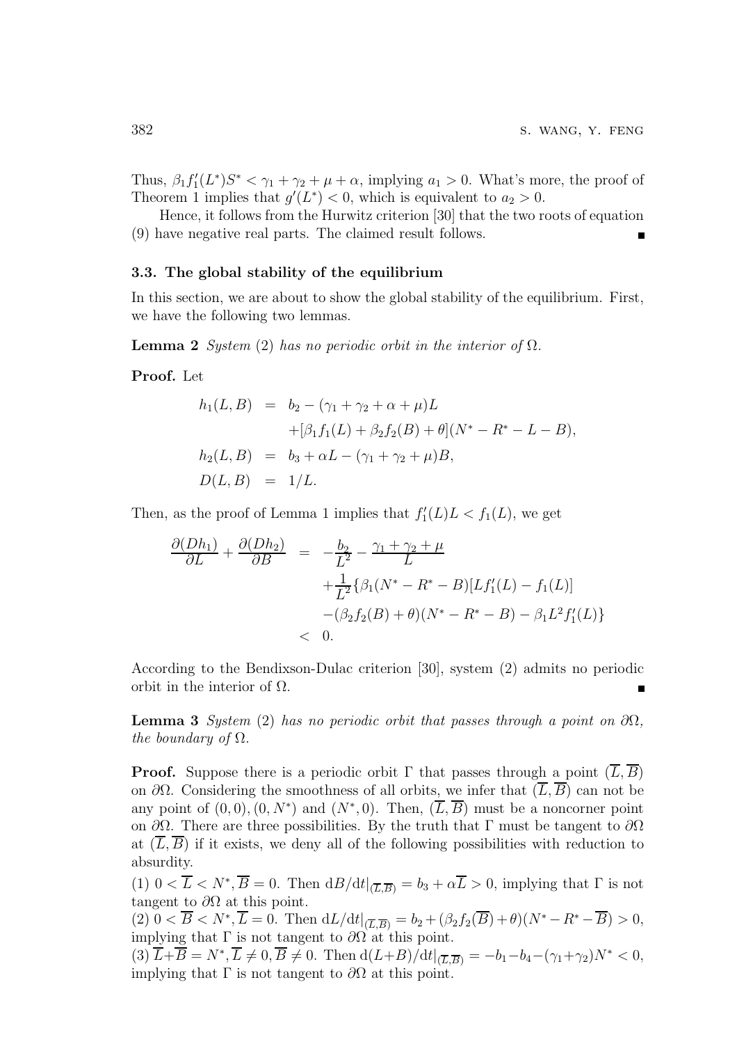Thus, $\beta_1 f_1'(L^*)S^* < \gamma_1 + \gamma_2 + \mu + \alpha$, implying $a_1 > 0$. What's more, the proof of Theorem 1 implies that $g'(L^*) < 0$, which is equivalent to $a_2 > 0$.

Hence, it follows from the Hurwitz criterion [30] that the two roots of equation (9) have negative real parts. The claimed result follows. ∎

### 3.3. The global stability of the equilibrium

In this section, we are about to show the global stability of the equilibrium. First, we have the following two lemmas.

**Lemma 2** *System* (2) *has no periodic orbit in the interior of* $\Omega$.

**Proof.** Let

$$
\begin{aligned}
h_1(L,B) &= b_2 - (\gamma_1 + \gamma_2 + \alpha + \mu)L \\
&\quad + [\beta_1 f_1(L) + \beta_2 f_2(B) + \theta](N^* - R^* - L - B), \\
h_2(L,B) &= b_3 + \alpha L - (\gamma_1 + \gamma_2 + \mu)B, \\
D(L,B) &= 1/L.
\end{aligned}
$$

Then, as the proof of Lemma 1 implies that $f_1'(L)L < f_1(L)$, we get

$$
\begin{aligned}
\frac{\partial(Dh_1)}{\partial L} + \frac{\partial(Dh_2)}{\partial B} &= -\frac{b_2}{L^2} - \frac{\gamma_1 + \gamma_2 + \mu}{L} \\
&\quad + \frac{1}{L^2}\{\beta_1(N^* - R^* - B)[Lf_1'(L) - f_1(L)] \\
&\quad - (\beta_2 f_2(B) + \theta)(N^* - R^* - B) - \beta_1 L^2 f_1'(L)\} \\
&< 0.
\end{aligned}
$$

According to the Bendixson-Dulac criterion [30], system (2) admits no periodic orbit in the interior of $\Omega$. ∎

**Lemma 3** *System* (2) *has no periodic orbit that passes through a point on* $\partial\Omega$, *the boundary of* $\Omega$.

**Proof.** Suppose there is a periodic orbit $\Gamma$ that passes through a point $(\overline{L}, \overline{B})$ on $\partial\Omega$. Considering the smoothness of all orbits, we infer that $(\overline{L}, \overline{B})$ can not be any point of $(0,0), (0,N^*)$ and $(N^*,0)$. Then, $(\overline{L}, \overline{B})$ must be a noncorner point on $\partial\Omega$. There are three possibilities. By the truth that $\Gamma$ must be tangent to $\partial\Omega$ at $(\overline{L}, \overline{B})$ if it exists, we deny all of the following possibilities with reduction to absurdity.

(1) $0 < \overline{L} < N^*, \overline{B} = 0$. Then $\mathrm{d}B/\mathrm{d}t|_{(\overline{L},\overline{B})} = b_3 + \alpha\overline{L} > 0$, implying that $\Gamma$ is not tangent to $\partial\Omega$ at this point.

(2) $0 < \overline{B} < N^*, \overline{L} = 0$. Then $\mathrm{d}L/\mathrm{d}t|_{(\overline{L},\overline{B})} = b_2 + (\beta_2 f_2(\overline{B}) + \theta)(N^* - R^* - \overline{B}) > 0$, implying that $\Gamma$ is not tangent to $\partial\Omega$ at this point.

(3) $\overline{L} + \overline{B} = N^*, \overline{L} \neq 0, \overline{B} \neq 0$. Then $\mathrm{d}(L+B)/\mathrm{d}t|_{(\overline{L},\overline{B})} = -b_1 - b_4 - (\gamma_1 + \gamma_2)N^* < 0$, implying that $\Gamma$ is not tangent to $\partial\Omega$ at this point.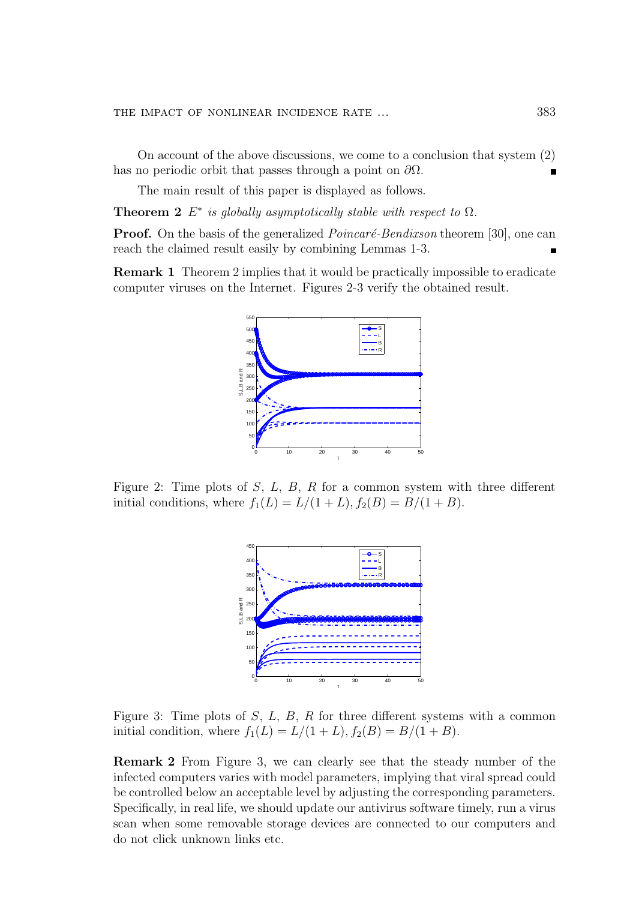On account of the above discussions, we come to a conclusion that system (2) has no periodic orbit that passes through a point on $\partial\Omega$. ■

The main result of this paper is displayed as follows.

**Theorem 2** *$E^*$ is globally asymptotically stable with respect to $\Omega$.*

**Proof.** On the basis of the generalized *Poincaré-Bendixson* theorem [30], one can reach the claimed result easily by combining Lemmas 1-3. ■

**Remark 1** Theorem 2 implies that it would be practically impossible to eradicate computer viruses on the Internet. Figures 2-3 verify the obtained result.

550
500
450
400
350
300
250
200
150
100
50
0
S,L,B and R
0 10 20 30 40 50
t
S
L
B
R

Figure 2: Time plots of $S$, $L$, $B$, $R$ for a common system with three different initial conditions, where $f_1(L) = L/(1 + L)$, $f_2(B) = B/(1 + B)$.

450
400
350
300
250
200
150
100
50
0
S,L,B and R
0 10 20 30 40 50
t
S
L
B
R

Figure 3: Time plots of $S$, $L$, $B$, $R$ for three different systems with a common initial condition, where $f_1(L) = L/(1 + L)$, $f_2(B) = B/(1 + B)$.

**Remark 2** From Figure 3, we can clearly see that the steady number of the infected computers varies with model parameters, implying that viral spread could be controlled below an acceptable level by adjusting the corresponding parameters. Specifically, in real life, we should update our antivirus software timely, run a virus scan when some removable storage devices are connected to our computers and do not click unknown links etc.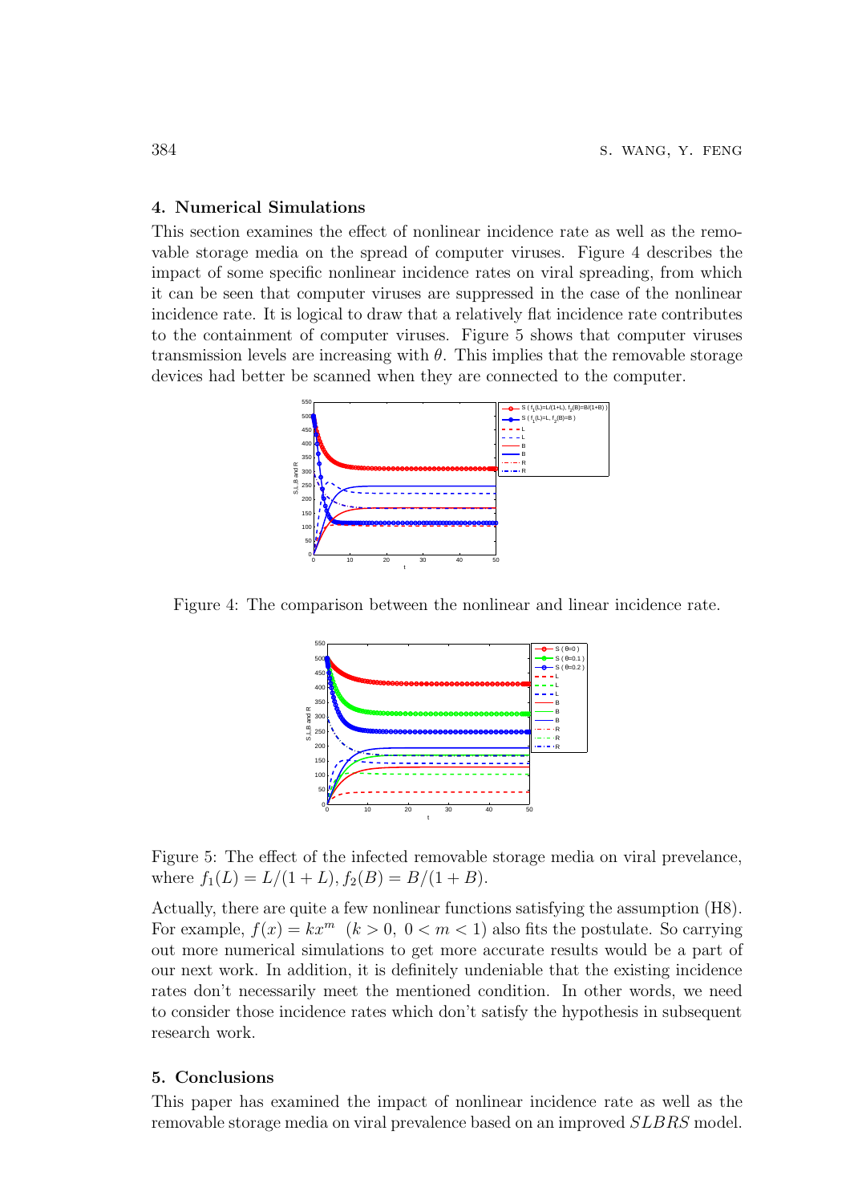## 4. Numerical Simulations

This section examines the effect of nonlinear incidence rate as well as the removable storage media on the spread of computer viruses. Figure 4 describes the impact of some specific nonlinear incidence rates on viral spreading, from which it can be seen that computer viruses are suppressed in the case of the nonlinear incidence rate. It is logical to draw that a relatively flat incidence rate contributes to the containment of computer viruses. Figure 5 shows that computer viruses transmission levels are increasing with $\theta$. This implies that the removable storage devices had better be scanned when they are connected to the computer.

S ( f1(L)=L/(1+L), f2(B)=B/(1+B) )
S ( f1(L)=L, f2(B)=B )
L
L
B
B
R
R
S,L,B and R
t
0 10 20 30 40 50
0 50 100 150 200 250 300 350 400 450 500 550

Figure 4: The comparison between the nonlinear and linear incidence rate.

S (θ=0 )
S (θ=0.1 )
S (θ=0.2 )
L
L
L
B
B
B
R
R
R
S,L,B and R
t
0 10 20 30 40 50
0 50 100 150 200 250 300 350 400 450 500 550

Figure 5: The effect of the infected removable storage media on viral prevelance, where $f_1(L) = L/(1 + L), f_2(B) = B/(1 + B)$.

Actually, there are quite a few nonlinear functions satisfying the assumption (H8). For example, $f(x) = kx^m \ \ (k > 0, \ 0 < m < 1)$ also fits the postulate. So carrying out more numerical simulations to get more accurate results would be a part of our next work. In addition, it is definitely undeniable that the existing incidence rates don't necessarily meet the mentioned condition. In other words, we need to consider those incidence rates which don't satisfy the hypothesis in subsequent research work.

## 5. Conclusions

This paper has examined the impact of nonlinear incidence rate as well as the removable storage media on viral prevalence based on an improved $SLBRS$ model.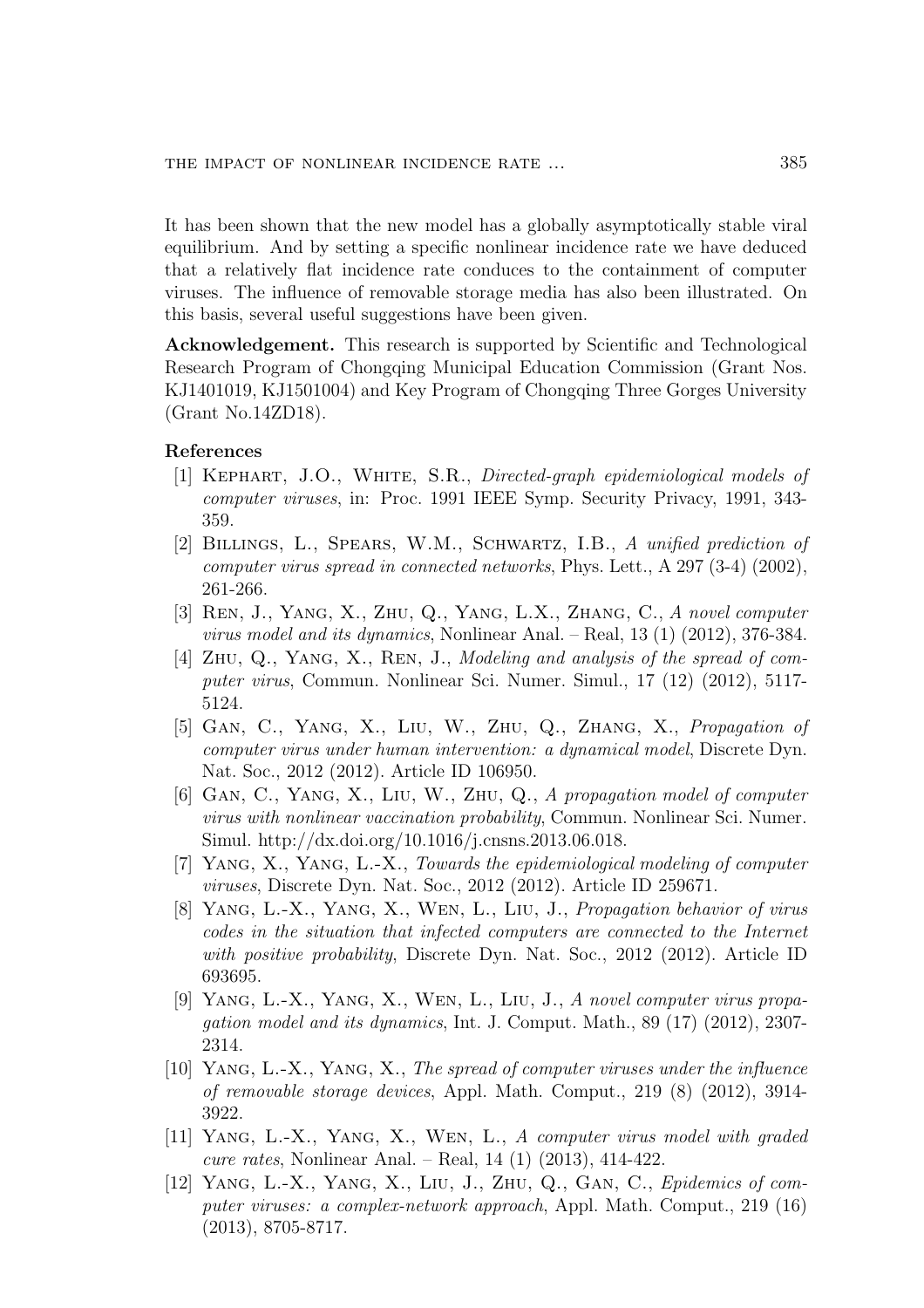It has been shown that the new model has a globally asymptotically stable viral equilibrium. And by setting a specific nonlinear incidence rate we have deduced that a relatively flat incidence rate conduces to the containment of computer viruses. The influence of removable storage media has also been illustrated. On this basis, several useful suggestions have been given.

**Acknowledgement.** This research is supported by Scientific and Technological Research Program of Chongqing Municipal Education Commission (Grant Nos. KJ1401019, KJ1501004) and Key Program of Chongqing Three Gorges University (Grant No.14ZD18).

**References**

[1] Kephart, J.O., White, S.R., *Directed-graph epidemiological models of computer viruses*, in: Proc. 1991 IEEE Symp. Security Privacy, 1991, 343-359.

[2] Billings, L., Spears, W.M., Schwartz, I.B., *A unified prediction of computer virus spread in connected networks*, Phys. Lett., A 297 (3-4) (2002), 261-266.

[3] Ren, J., Yang, X., Zhu, Q., Yang, L.X., Zhang, C., *A novel computer virus model and its dynamics*, Nonlinear Anal. – Real, 13 (1) (2012), 376-384.

[4] Zhu, Q., Yang, X., Ren, J., *Modeling and analysis of the spread of computer virus*, Commun. Nonlinear Sci. Numer. Simul., 17 (12) (2012), 5117-5124.

[5] Gan, C., Yang, X., Liu, W., Zhu, Q., Zhang, X., *Propagation of computer virus under human intervention: a dynamical model*, Discrete Dyn. Nat. Soc., 2012 (2012). Article ID 106950.

[6] Gan, C., Yang, X., Liu, W., Zhu, Q., *A propagation model of computer virus with nonlinear vaccination probability*, Commun. Nonlinear Sci. Numer. Simul. http://dx.doi.org/10.1016/j.cnsns.2013.06.018.

[7] Yang, X., Yang, L.-X., *Towards the epidemiological modeling of computer viruses*, Discrete Dyn. Nat. Soc., 2012 (2012). Article ID 259671.

[8] Yang, L.-X., Yang, X., Wen, L., Liu, J., *Propagation behavior of virus codes in the situation that infected computers are connected to the Internet with positive probability*, Discrete Dyn. Nat. Soc., 2012 (2012). Article ID 693695.

[9] Yang, L.-X., Yang, X., Wen, L., Liu, J., *A novel computer virus propagation model and its dynamics*, Int. J. Comput. Math., 89 (17) (2012), 2307-2314.

[10] Yang, L.-X., Yang, X., *The spread of computer viruses under the influence of removable storage devices*, Appl. Math. Comput., 219 (8) (2012), 3914-3922.

[11] Yang, L.-X., Yang, X., Wen, L., *A computer virus model with graded cure rates*, Nonlinear Anal. – Real, 14 (1) (2013), 414-422.

[12] Yang, L.-X., Yang, X., Liu, J., Zhu, Q., Gan, C., *Epidemics of computer viruses: a complex-network approach*, Appl. Math. Comput., 219 (16) (2013), 8705-8717.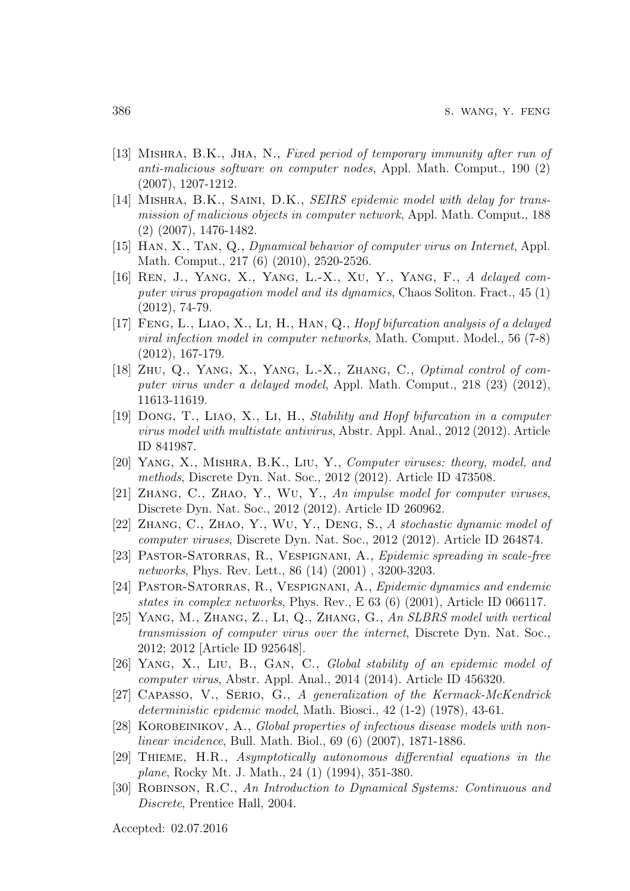[13] Mishra, B.K., Jha, N., *Fixed period of temporary immunity after run of anti-malicious software on computer nodes*, Appl. Math. Comput., 190 (2) (2007), 1207-1212.

[14] Mishra, B.K., Saini, D.K., *SEIRS epidemic model with delay for transmission of malicious objects in computer network*, Appl. Math. Comput., 188 (2) (2007), 1476-1482.

[15] Han, X., Tan, Q., *Dynamical behavior of computer virus on Internet*, Appl. Math. Comput., 217 (6) (2010), 2520-2526.

[16] Ren, J., Yang, X., Yang, L.-X., Xu, Y., Yang, F., *A delayed computer virus propagation model and its dynamics*, Chaos Soliton. Fract., 45 (1) (2012), 74-79.

[17] Feng, L., Liao, X., Li, H., Han, Q., *Hopf bifurcation analysis of a delayed viral infection model in computer networks*, Math. Comput. Model., 56 (7-8) (2012), 167-179.

[18] Zhu, Q., Yang, X., Yang, L.-X., Zhang, C., *Optimal control of computer virus under a delayed model*, Appl. Math. Comput., 218 (23) (2012), 11613-11619.

[19] Dong, T., Liao, X., Li, H., *Stability and Hopf bifurcation in a computer virus model with multistate antivirus*, Abstr. Appl. Anal., 2012 (2012). Article ID 841987.

[20] Yang, X., Mishra, B.K., Liu, Y., *Computer viruses: theory, model, and methods*, Discrete Dyn. Nat. Soc., 2012 (2012). Article ID 473508.

[21] Zhang, C., Zhao, Y., Wu, Y., *An impulse model for computer viruses*, Discrete Dyn. Nat. Soc., 2012 (2012). Article ID 260962.

[22] Zhang, C., Zhao, Y., Wu, Y., Deng, S., *A stochastic dynamic model of computer viruses*, Discrete Dyn. Nat. Soc., 2012 (2012). Article ID 264874.

[23] Pastor-Satorras, R., Vespignani, A., *Epidemic spreading in scale-free networks*, Phys. Rev. Lett., 86 (14) (2001) , 3200-3203.

[24] Pastor-Satorras, R., Vespignani, A., *Epidemic dynamics and endemic states in complex networks*, Phys. Rev., E 63 (6) (2001), Article ID 066117.

[25] Yang, M., Zhang, Z., Li, Q., Zhang, G., *An SLBRS model with vertical transmission of computer virus over the internet*, Discrete Dyn. Nat. Soc., 2012; 2012 [Article ID 925648].

[26] Yang, X., Liu, B., Gan, C., *Global stability of an epidemic model of computer virus*, Abstr. Appl. Anal., 2014 (2014). Article ID 456320.

[27] Capasso, V., Serio, G., *A generalization of the Kermack-McKendrick deterministic epidemic model*, Math. Biosci., 42 (1-2) (1978), 43-61.

[28] Korobeinikov, A., *Global properties of infectious disease models with nonlinear incidence*, Bull. Math. Biol., 69 (6) (2007), 1871-1886.

[29] Thieme, H.R., *Asymptotically autonomous differential equations in the plane*, Rocky Mt. J. Math., 24 (1) (1994), 351-380.

[30] Robinson, R.C., *An Introduction to Dynamical Systems: Continuous and Discrete*, Prentice Hall, 2004.

Accepted: 02.07.2016